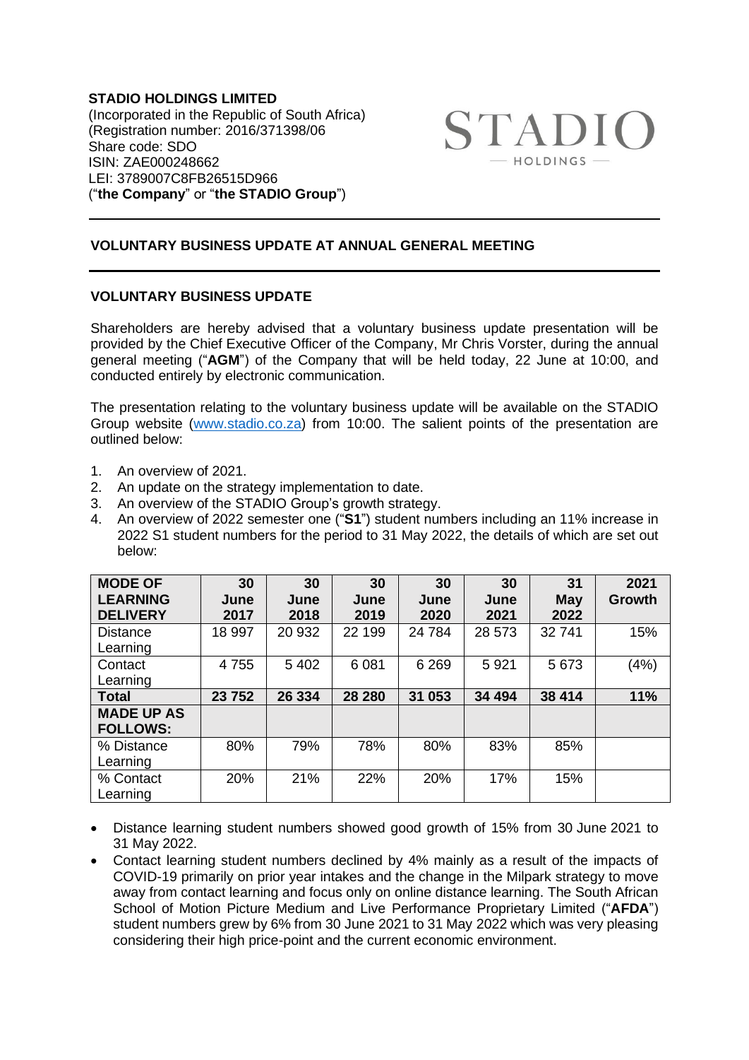**STADIO HOLDINGS LIMITED**
(Incorporated in the Republic of South Africa)
(Registration number: 2016/371398/06
Share code: SDO
ISIN: ZAE000248662
LEI: 3789007C8FB26515D966
("**the Company**" or "**the STADIO Group**")

STADIO — HOLDINGS —

## VOLUNTARY BUSINESS UPDATE AT ANNUAL GENERAL MEETING

### VOLUNTARY BUSINESS UPDATE

Shareholders are hereby advised that a voluntary business update presentation will be provided by the Chief Executive Officer of the Company, Mr Chris Vorster, during the annual general meeting ("**AGM**") of the Company that will be held today, 22 June at 10:00, and conducted entirely by electronic communication.

The presentation relating to the voluntary business update will be available on the STADIO Group website (www.stadio.co.za) from 10:00. The salient points of the presentation are outlined below:

1. An overview of 2021.
2. An update on the strategy implementation to date.
3. An overview of the STADIO Group's growth strategy.
4. An overview of 2022 semester one ("**S1**") student numbers including an 11% increase in 2022 S1 student numbers for the period to 31 May 2022, the details of which are set out below:

| **MODE OF LEARNING DELIVERY** | **30 June 2017** | **30 June 2018** | **30 June 2019** | **30 June 2020** | **30 June 2021** | **31 May 2022** | **2021 Growth** |
|---|---|---|---|---|---|---|---|
| Distance Learning | 18 997 | 20 932 | 22 199 | 24 784 | 28 573 | 32 741 | 15% |
| Contact Learning | 4 755 | 5 402 | 6 081 | 6 269 | 5 921 | 5 673 | (4%) |
| **Total** | **23 752** | **26 334** | **28 280** | **31 053** | **34 494** | **38 414** | **11%** |
| **MADE UP AS FOLLOWS:** | | | | | | | |
| % Distance Learning | 80% | 79% | 78% | 80% | 83% | 85% | |
| % Contact Learning | 20% | 21% | 22% | 20% | 17% | 15% | |

- Distance learning student numbers showed good growth of 15% from 30 June 2021 to 31 May 2022.
- Contact learning student numbers declined by 4% mainly as a result of the impacts of COVID-19 primarily on prior year intakes and the change in the Milpark strategy to move away from contact learning and focus only on online distance learning. The South African School of Motion Picture Medium and Live Performance Proprietary Limited ("**AFDA**") student numbers grew by 6% from 30 June 2021 to 31 May 2022 which was very pleasing considering their high price-point and the current economic environment.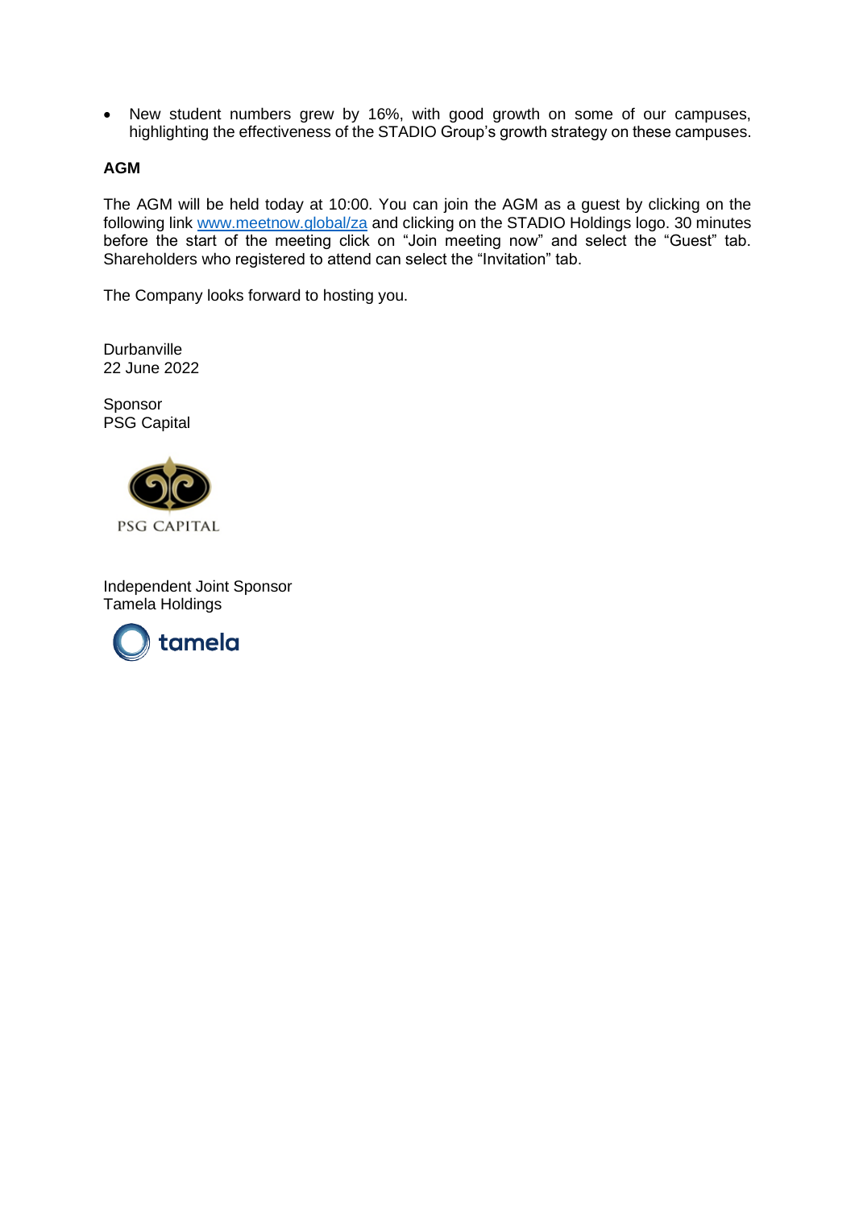- New student numbers grew by 16%, with good growth on some of our campuses, highlighting the effectiveness of the STADIO Group's growth strategy on these campuses.

**AGM**

The AGM will be held today at 10:00. You can join the AGM as a guest by clicking on the following link www.meetnow.global/za and clicking on the STADIO Holdings logo. 30 minutes before the start of the meeting click on "Join meeting now" and select the "Guest" tab. Shareholders who registered to attend can select the "Invitation" tab.

The Company looks forward to hosting you.

Durbanville
22 June 2022

Sponsor
PSG Capital

Independent Joint Sponsor
Tamela Holdings